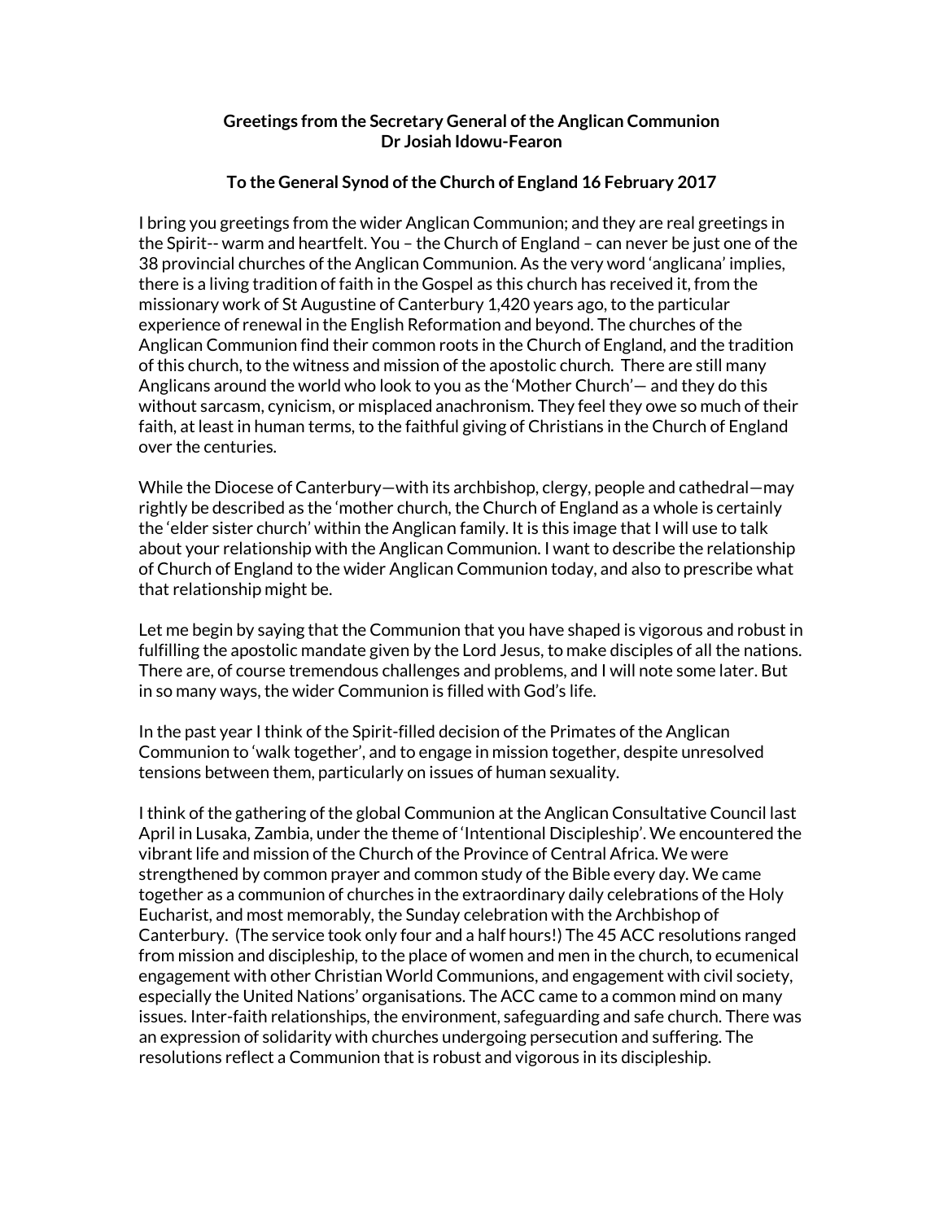**Greetings from the Secretary General of the Anglican Communion**
**Dr Josiah Idowu-Fearon**

**To the General Synod of the Church of England 16 February 2017**

I bring you greetings from the wider Anglican Communion; and they are real greetings in the Spirit-- warm and heartfelt. You – the Church of England – can never be just one of the 38 provincial churches of the Anglican Communion. As the very word 'anglicana' implies, there is a living tradition of faith in the Gospel as this church has received it, from the missionary work of St Augustine of Canterbury 1,420 years ago, to the particular experience of renewal in the English Reformation and beyond. The churches of the Anglican Communion find their common roots in the Church of England, and the tradition of this church, to the witness and mission of the apostolic church. There are still many Anglicans around the world who look to you as the 'Mother Church'— and they do this without sarcasm, cynicism, or misplaced anachronism. They feel they owe so much of their faith, at least in human terms, to the faithful giving of Christians in the Church of England over the centuries.

While the Diocese of Canterbury—with its archbishop, clergy, people and cathedral—may rightly be described as the 'mother church, the Church of England as a whole is certainly the 'elder sister church' within the Anglican family. It is this image that I will use to talk about your relationship with the Anglican Communion. I want to describe the relationship of Church of England to the wider Anglican Communion today, and also to prescribe what that relationship might be.

Let me begin by saying that the Communion that you have shaped is vigorous and robust in fulfilling the apostolic mandate given by the Lord Jesus, to make disciples of all the nations. There are, of course tremendous challenges and problems, and I will note some later. But in so many ways, the wider Communion is filled with God's life.

In the past year I think of the Spirit-filled decision of the Primates of the Anglican Communion to 'walk together', and to engage in mission together, despite unresolved tensions between them, particularly on issues of human sexuality.

I think of the gathering of the global Communion at the Anglican Consultative Council last April in Lusaka, Zambia, under the theme of 'Intentional Discipleship'. We encountered the vibrant life and mission of the Church of the Province of Central Africa. We were strengthened by common prayer and common study of the Bible every day. We came together as a communion of churches in the extraordinary daily celebrations of the Holy Eucharist, and most memorably, the Sunday celebration with the Archbishop of Canterbury. (The service took only four and a half hours!) The 45 ACC resolutions ranged from mission and discipleship, to the place of women and men in the church, to ecumenical engagement with other Christian World Communions, and engagement with civil society, especially the United Nations' organisations. The ACC came to a common mind on many issues. Inter-faith relationships, the environment, safeguarding and safe church. There was an expression of solidarity with churches undergoing persecution and suffering. The resolutions reflect a Communion that is robust and vigorous in its discipleship.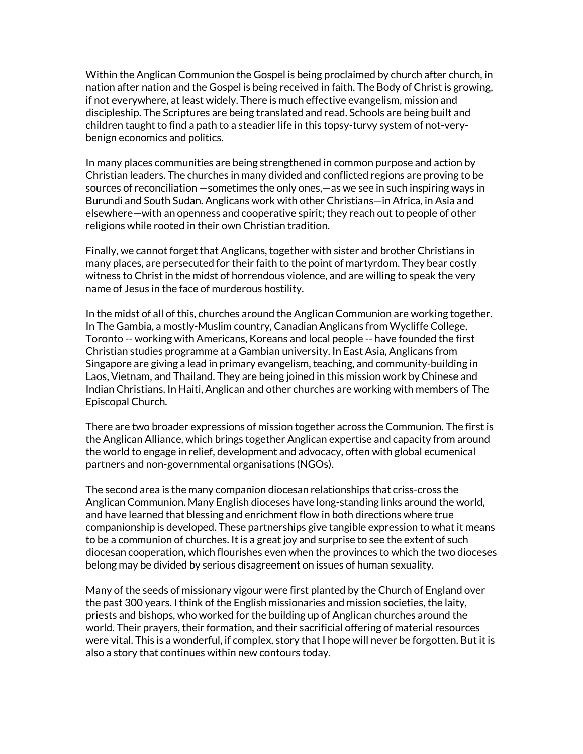Within the Anglican Communion the Gospel is being proclaimed by church after church, in nation after nation and the Gospel is being received in faith. The Body of Christ is growing, if not everywhere, at least widely. There is much effective evangelism, mission and discipleship. The Scriptures are being translated and read. Schools are being built and children taught to find a path to a steadier life in this topsy-turvy system of not-very-benign economics and politics.

In many places communities are being strengthened in common purpose and action by Christian leaders. The churches in many divided and conflicted regions are proving to be sources of reconciliation —sometimes the only ones,—as we see in such inspiring ways in Burundi and South Sudan. Anglicans work with other Christians—in Africa, in Asia and elsewhere—with an openness and cooperative spirit; they reach out to people of other religions while rooted in their own Christian tradition.

Finally, we cannot forget that Anglicans, together with sister and brother Christians in many places, are persecuted for their faith to the point of martyrdom. They bear costly witness to Christ in the midst of horrendous violence, and are willing to speak the very name of Jesus in the face of murderous hostility.

In the midst of all of this, churches around the Anglican Communion are working together. In The Gambia, a mostly-Muslim country, Canadian Anglicans from Wycliffe College, Toronto -- working with Americans, Koreans and local people -- have founded the first Christian studies programme at a Gambian university. In East Asia, Anglicans from Singapore are giving a lead in primary evangelism, teaching, and community-building in Laos, Vietnam, and Thailand. They are being joined in this mission work by Chinese and Indian Christians. In Haiti, Anglican and other churches are working with members of The Episcopal Church.

There are two broader expressions of mission together across the Communion. The first is the Anglican Alliance, which brings together Anglican expertise and capacity from around the world to engage in relief, development and advocacy, often with global ecumenical partners and non-governmental organisations (NGOs).

The second area is the many companion diocesan relationships that criss-cross the Anglican Communion. Many English dioceses have long-standing links around the world, and have learned that blessing and enrichment flow in both directions where true companionship is developed. These partnerships give tangible expression to what it means to be a communion of churches. It is a great joy and surprise to see the extent of such diocesan cooperation, which flourishes even when the provinces to which the two dioceses belong may be divided by serious disagreement on issues of human sexuality.

Many of the seeds of missionary vigour were first planted by the Church of England over the past 300 years. I think of the English missionaries and mission societies, the laity, priests and bishops, who worked for the building up of Anglican churches around the world. Their prayers, their formation, and their sacrificial offering of material resources were vital. This is a wonderful, if complex, story that I hope will never be forgotten. But it is also a story that continues within new contours today.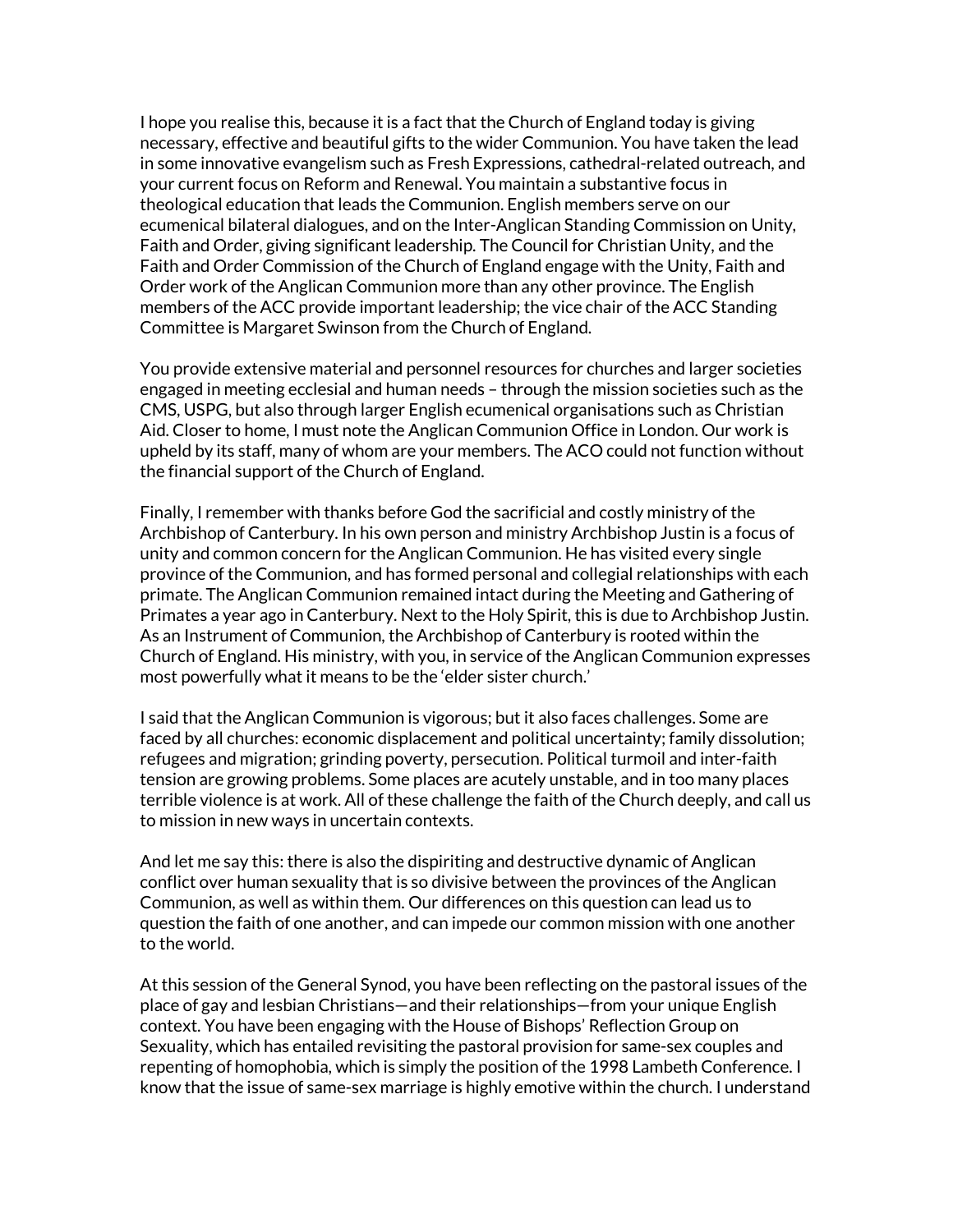I hope you realise this, because it is a fact that the Church of England today is giving necessary, effective and beautiful gifts to the wider Communion. You have taken the lead in some innovative evangelism such as Fresh Expressions, cathedral-related outreach, and your current focus on Reform and Renewal. You maintain a substantive focus in theological education that leads the Communion. English members serve on our ecumenical bilateral dialogues, and on the Inter-Anglican Standing Commission on Unity, Faith and Order, giving significant leadership. The Council for Christian Unity, and the Faith and Order Commission of the Church of England engage with the Unity, Faith and Order work of the Anglican Communion more than any other province. The English members of the ACC provide important leadership; the vice chair of the ACC Standing Committee is Margaret Swinson from the Church of England.

You provide extensive material and personnel resources for churches and larger societies engaged in meeting ecclesial and human needs – through the mission societies such as the CMS, USPG, but also through larger English ecumenical organisations such as Christian Aid. Closer to home, I must note the Anglican Communion Office in London. Our work is upheld by its staff, many of whom are your members. The ACO could not function without the financial support of the Church of England.

Finally, I remember with thanks before God the sacrificial and costly ministry of the Archbishop of Canterbury. In his own person and ministry Archbishop Justin is a focus of unity and common concern for the Anglican Communion. He has visited every single province of the Communion, and has formed personal and collegial relationships with each primate. The Anglican Communion remained intact during the Meeting and Gathering of Primates a year ago in Canterbury. Next to the Holy Spirit, this is due to Archbishop Justin. As an Instrument of Communion, the Archbishop of Canterbury is rooted within the Church of England. His ministry, with you, in service of the Anglican Communion expresses most powerfully what it means to be the 'elder sister church.'

I said that the Anglican Communion is vigorous; but it also faces challenges. Some are faced by all churches: economic displacement and political uncertainty; family dissolution; refugees and migration; grinding poverty, persecution. Political turmoil and inter-faith tension are growing problems. Some places are acutely unstable, and in too many places terrible violence is at work. All of these challenge the faith of the Church deeply, and call us to mission in new ways in uncertain contexts.

And let me say this: there is also the dispiriting and destructive dynamic of Anglican conflict over human sexuality that is so divisive between the provinces of the Anglican Communion, as well as within them. Our differences on this question can lead us to question the faith of one another, and can impede our common mission with one another to the world.

At this session of the General Synod, you have been reflecting on the pastoral issues of the place of gay and lesbian Christians—and their relationships—from your unique English context. You have been engaging with the House of Bishops' Reflection Group on Sexuality, which has entailed revisiting the pastoral provision for same-sex couples and repenting of homophobia, which is simply the position of the 1998 Lambeth Conference. I know that the issue of same-sex marriage is highly emotive within the church. I understand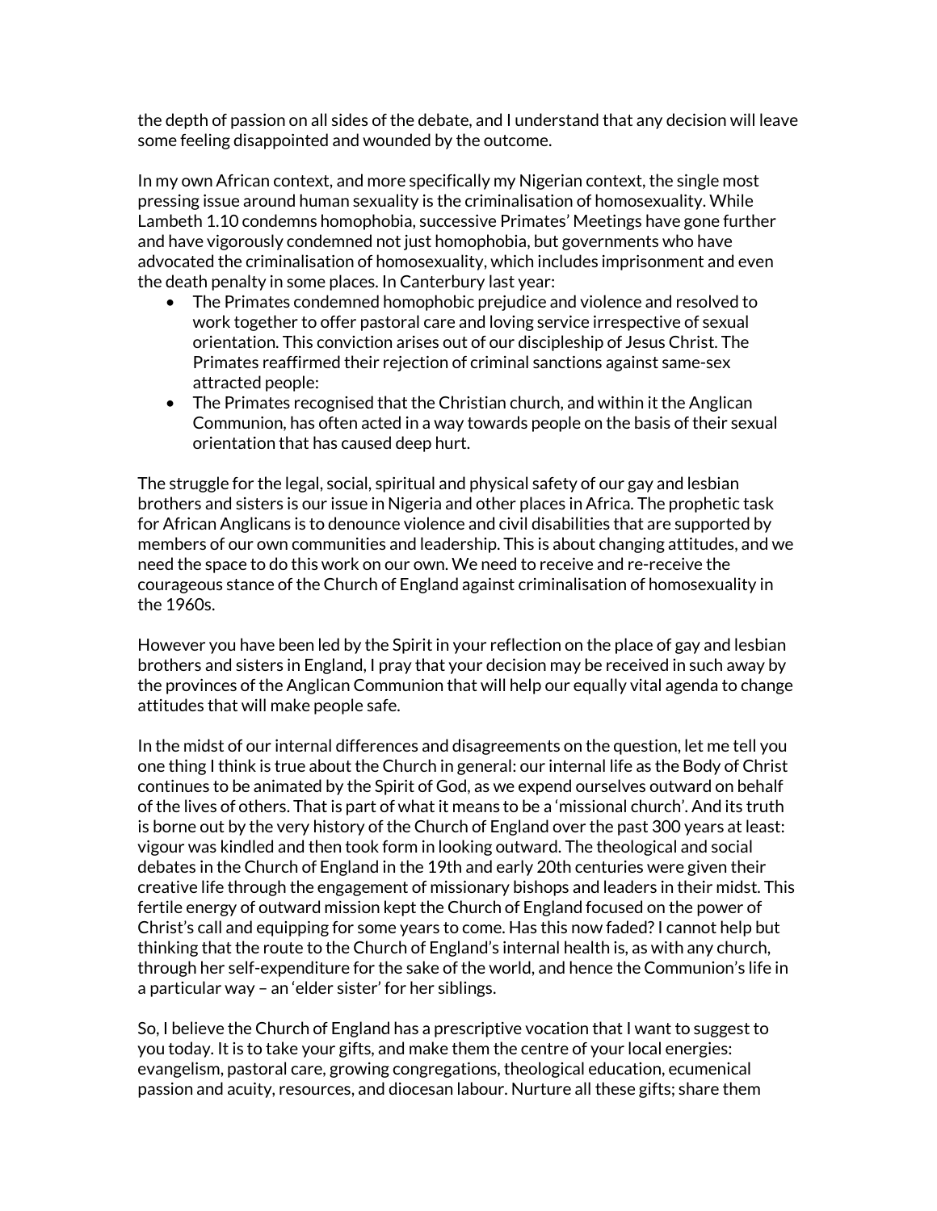the depth of passion on all sides of the debate, and I understand that any decision will leave some feeling disappointed and wounded by the outcome.

In my own African context, and more specifically my Nigerian context, the single most pressing issue around human sexuality is the criminalisation of homosexuality. While Lambeth 1.10 condemns homophobia, successive Primates' Meetings have gone further and have vigorously condemned not just homophobia, but governments who have advocated the criminalisation of homosexuality, which includes imprisonment and even the death penalty in some places. In Canterbury last year:

- The Primates condemned homophobic prejudice and violence and resolved to work together to offer pastoral care and loving service irrespective of sexual orientation. This conviction arises out of our discipleship of Jesus Christ. The Primates reaffirmed their rejection of criminal sanctions against same-sex attracted people:
- The Primates recognised that the Christian church, and within it the Anglican Communion, has often acted in a way towards people on the basis of their sexual orientation that has caused deep hurt.

The struggle for the legal, social, spiritual and physical safety of our gay and lesbian brothers and sisters is our issue in Nigeria and other places in Africa. The prophetic task for African Anglicans is to denounce violence and civil disabilities that are supported by members of our own communities and leadership. This is about changing attitudes, and we need the space to do this work on our own. We need to receive and re-receive the courageous stance of the Church of England against criminalisation of homosexuality in the 1960s.

However you have been led by the Spirit in your reflection on the place of gay and lesbian brothers and sisters in England, I pray that your decision may be received in such away by the provinces of the Anglican Communion that will help our equally vital agenda to change attitudes that will make people safe.

In the midst of our internal differences and disagreements on the question, let me tell you one thing I think is true about the Church in general: our internal life as the Body of Christ continues to be animated by the Spirit of God, as we expend ourselves outward on behalf of the lives of others. That is part of what it means to be a 'missional church'. And its truth is borne out by the very history of the Church of England over the past 300 years at least: vigour was kindled and then took form in looking outward. The theological and social debates in the Church of England in the 19th and early 20th centuries were given their creative life through the engagement of missionary bishops and leaders in their midst. This fertile energy of outward mission kept the Church of England focused on the power of Christ's call and equipping for some years to come. Has this now faded? I cannot help but thinking that the route to the Church of England's internal health is, as with any church, through her self-expenditure for the sake of the world, and hence the Communion's life in a particular way – an 'elder sister' for her siblings.

So, I believe the Church of England has a prescriptive vocation that I want to suggest to you today. It is to take your gifts, and make them the centre of your local energies: evangelism, pastoral care, growing congregations, theological education, ecumenical passion and acuity, resources, and diocesan labour. Nurture all these gifts; share them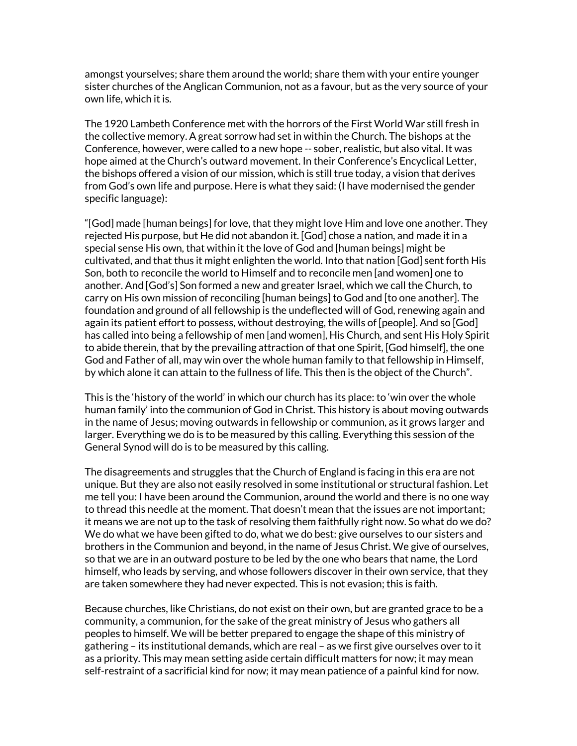amongst yourselves; share them around the world; share them with your entire younger sister churches of the Anglican Communion, not as a favour, but as the very source of your own life, which it is.

The 1920 Lambeth Conference met with the horrors of the First World War still fresh in the collective memory. A great sorrow had set in within the Church. The bishops at the Conference, however, were called to a new hope -- sober, realistic, but also vital. It was hope aimed at the Church's outward movement. In their Conference's Encyclical Letter, the bishops offered a vision of our mission, which is still true today, a vision that derives from God's own life and purpose. Here is what they said: (I have modernised the gender specific language):

"[God] made [human beings] for love, that they might love Him and love one another. They rejected His purpose, but He did not abandon it. [God] chose a nation, and made it in a special sense His own, that within it the love of God and [human beings] might be cultivated, and that thus it might enlighten the world. Into that nation [God] sent forth His Son, both to reconcile the world to Himself and to reconcile men [and women] one to another. And [God's] Son formed a new and greater Israel, which we call the Church, to carry on His own mission of reconciling [human beings] to God and [to one another]. The foundation and ground of all fellowship is the undeflected will of God, renewing again and again its patient effort to possess, without destroying, the wills of [people]. And so [God] has called into being a fellowship of men [and women], His Church, and sent His Holy Spirit to abide therein, that by the prevailing attraction of that one Spirit, [God himself], the one God and Father of all, may win over the whole human family to that fellowship in Himself, by which alone it can attain to the fullness of life. This then is the object of the Church".

This is the 'history of the world' in which our church has its place: to 'win over the whole human family' into the communion of God in Christ. This history is about moving outwards in the name of Jesus; moving outwards in fellowship or communion, as it grows larger and larger. Everything we do is to be measured by this calling. Everything this session of the General Synod will do is to be measured by this calling.

The disagreements and struggles that the Church of England is facing in this era are not unique. But they are also not easily resolved in some institutional or structural fashion. Let me tell you: I have been around the Communion, around the world and there is no one way to thread this needle at the moment. That doesn't mean that the issues are not important; it means we are not up to the task of resolving them faithfully right now. So what do we do? We do what we have been gifted to do, what we do best: give ourselves to our sisters and brothers in the Communion and beyond, in the name of Jesus Christ. We give of ourselves, so that we are in an outward posture to be led by the one who bears that name, the Lord himself, who leads by serving, and whose followers discover in their own service, that they are taken somewhere they had never expected. This is not evasion; this is faith.

Because churches, like Christians, do not exist on their own, but are granted grace to be a community, a communion, for the sake of the great ministry of Jesus who gathers all peoples to himself. We will be better prepared to engage the shape of this ministry of gathering – its institutional demands, which are real – as we first give ourselves over to it as a priority. This may mean setting aside certain difficult matters for now; it may mean self-restraint of a sacrificial kind for now; it may mean patience of a painful kind for now.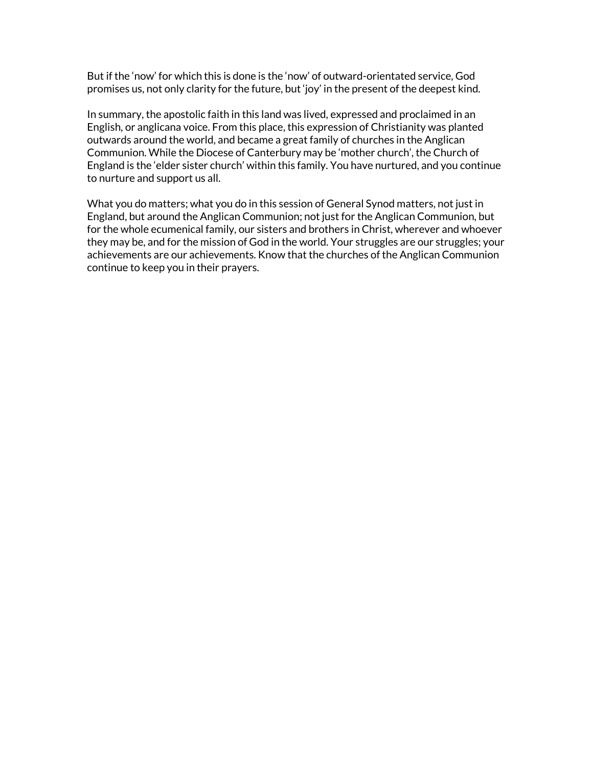But if the 'now' for which this is done is the 'now' of outward-orientated service, God promises us, not only clarity for the future, but 'joy' in the present of the deepest kind.

In summary, the apostolic faith in this land was lived, expressed and proclaimed in an English, or anglicana voice. From this place, this expression of Christianity was planted outwards around the world, and became a great family of churches in the Anglican Communion. While the Diocese of Canterbury may be 'mother church', the Church of England is the 'elder sister church' within this family. You have nurtured, and you continue to nurture and support us all.

What you do matters; what you do in this session of General Synod matters, not just in England, but around the Anglican Communion; not just for the Anglican Communion, but for the whole ecumenical family, our sisters and brothers in Christ, wherever and whoever they may be, and for the mission of God in the world. Your struggles are our struggles; your achievements are our achievements. Know that the churches of the Anglican Communion continue to keep you in their prayers.